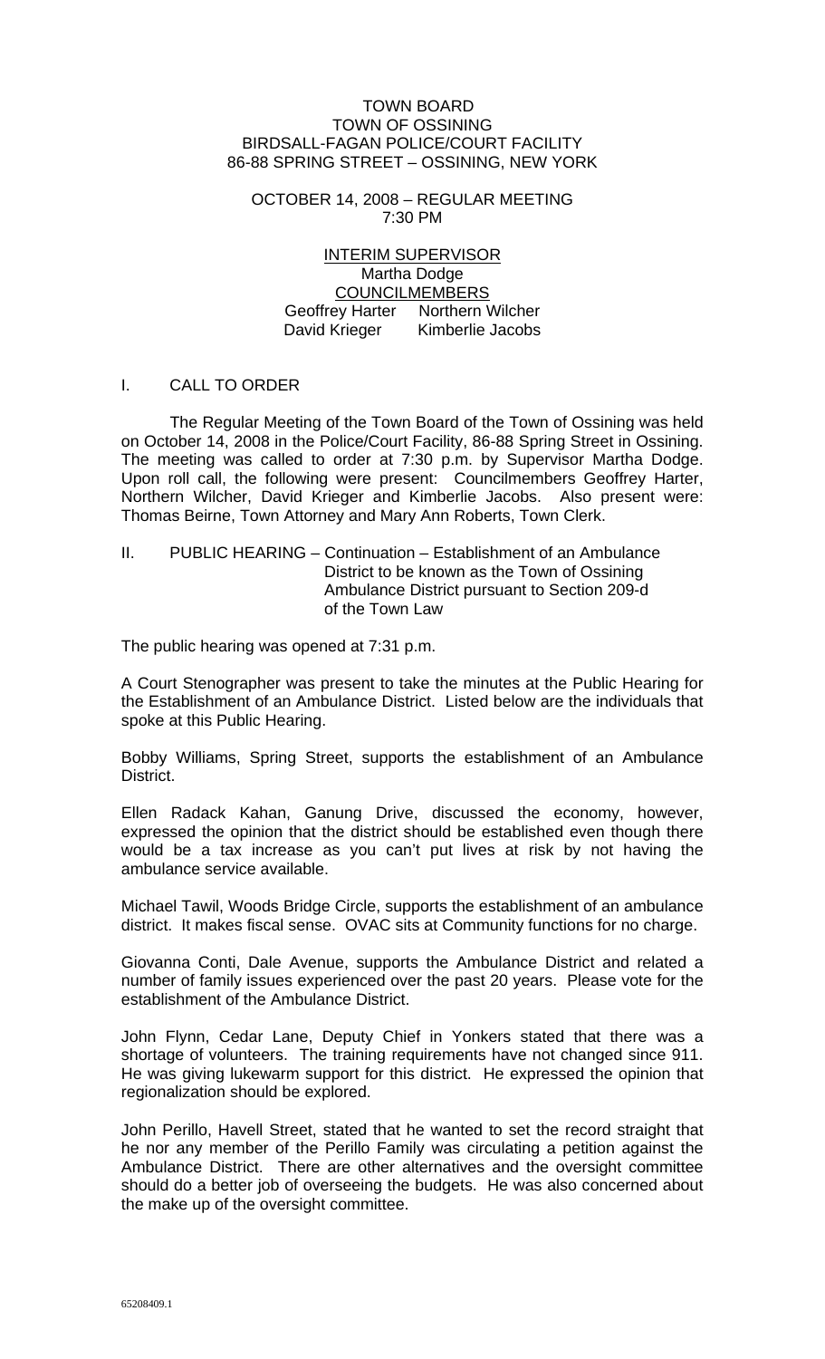TOWN BOARD
TOWN OF OSSINING
BIRDSALL-FAGAN POLICE/COURT FACILITY
86-88 SPRING STREET – OSSINING, NEW YORK

OCTOBER 14, 2008 – REGULAR MEETING
7:30 PM

INTERIM SUPERVISOR
Martha Dodge
COUNCILMEMBERS
Geoffrey Harter Northern Wilcher
David Krieger Kimberlie Jacobs

I. CALL TO ORDER

The Regular Meeting of the Town Board of the Town of Ossining was held on October 14, 2008 in the Police/Court Facility, 86-88 Spring Street in Ossining. The meeting was called to order at 7:30 p.m. by Supervisor Martha Dodge. Upon roll call, the following were present: Councilmembers Geoffrey Harter, Northern Wilcher, David Krieger and Kimberlie Jacobs. Also present were: Thomas Beirne, Town Attorney and Mary Ann Roberts, Town Clerk.

II. PUBLIC HEARING – Continuation – Establishment of an Ambulance District to be known as the Town of Ossining Ambulance District pursuant to Section 209-d of the Town Law

The public hearing was opened at 7:31 p.m.

A Court Stenographer was present to take the minutes at the Public Hearing for the Establishment of an Ambulance District. Listed below are the individuals that spoke at this Public Hearing.

Bobby Williams, Spring Street, supports the establishment of an Ambulance District.

Ellen Radack Kahan, Ganung Drive, discussed the economy, however, expressed the opinion that the district should be established even though there would be a tax increase as you can't put lives at risk by not having the ambulance service available.

Michael Tawil, Woods Bridge Circle, supports the establishment of an ambulance district. It makes fiscal sense. OVAC sits at Community functions for no charge.

Giovanna Conti, Dale Avenue, supports the Ambulance District and related a number of family issues experienced over the past 20 years. Please vote for the establishment of the Ambulance District.

John Flynn, Cedar Lane, Deputy Chief in Yonkers stated that there was a shortage of volunteers. The training requirements have not changed since 911. He was giving lukewarm support for this district. He expressed the opinion that regionalization should be explored.

John Perillo, Havell Street, stated that he wanted to set the record straight that he nor any member of the Perillo Family was circulating a petition against the Ambulance District. There are other alternatives and the oversight committee should do a better job of overseeing the budgets. He was also concerned about the make up of the oversight committee.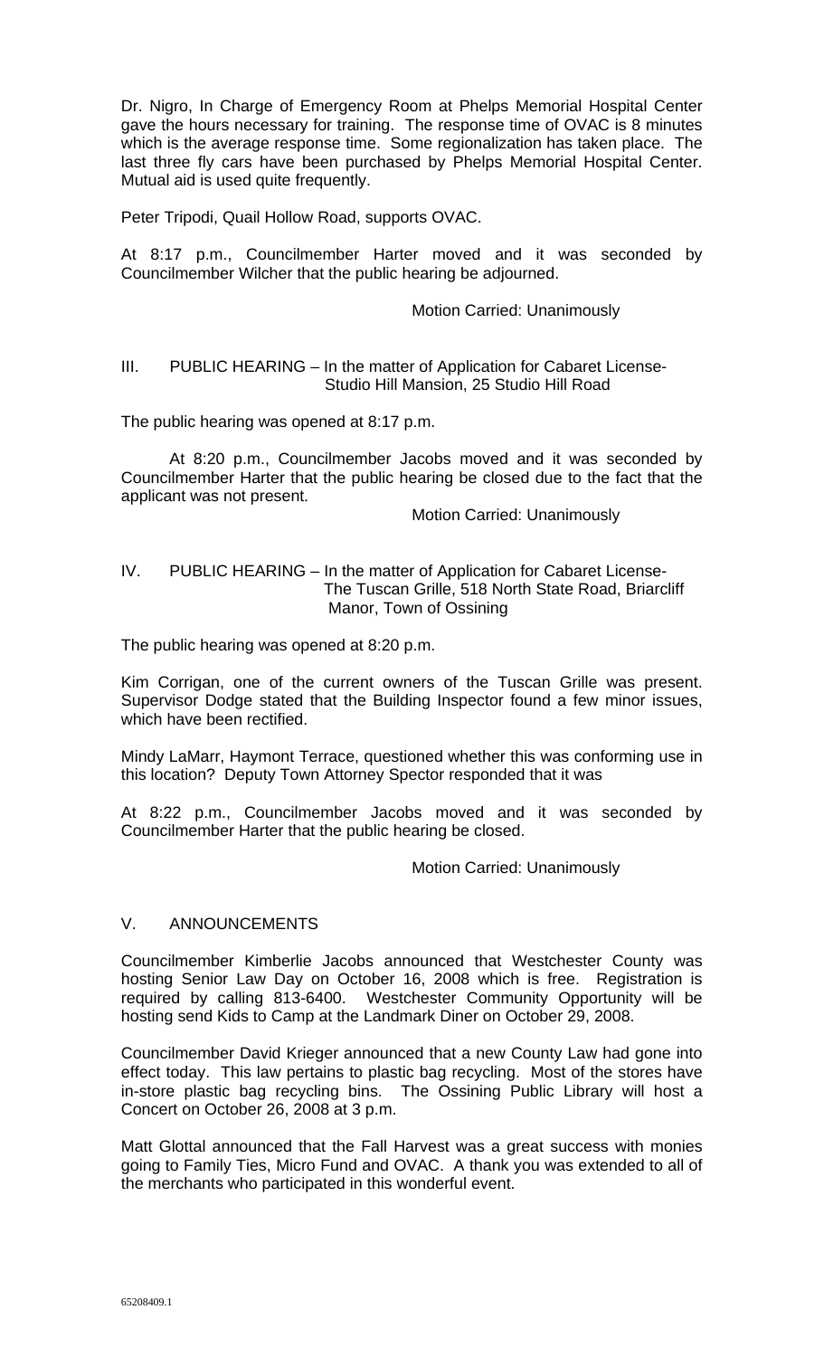Dr. Nigro, In Charge of Emergency Room at Phelps Memorial Hospital Center gave the hours necessary for training. The response time of OVAC is 8 minutes which is the average response time. Some regionalization has taken place. The last three fly cars have been purchased by Phelps Memorial Hospital Center. Mutual aid is used quite frequently.

Peter Tripodi, Quail Hollow Road, supports OVAC.

At 8:17 p.m., Councilmember Harter moved and it was seconded by Councilmember Wilcher that the public hearing be adjourned.

Motion Carried: Unanimously

## III. PUBLIC HEARING – In the matter of Application for Cabaret License- Studio Hill Mansion, 25 Studio Hill Road

The public hearing was opened at 8:17 p.m.

At 8:20 p.m., Councilmember Jacobs moved and it was seconded by Councilmember Harter that the public hearing be closed due to the fact that the applicant was not present.

Motion Carried: Unanimously

## IV. PUBLIC HEARING – In the matter of Application for Cabaret License- The Tuscan Grille, 518 North State Road, Briarcliff Manor, Town of Ossining

The public hearing was opened at 8:20 p.m.

Kim Corrigan, one of the current owners of the Tuscan Grille was present. Supervisor Dodge stated that the Building Inspector found a few minor issues, which have been rectified.

Mindy LaMarr, Haymont Terrace, questioned whether this was conforming use in this location? Deputy Town Attorney Spector responded that it was

At 8:22 p.m., Councilmember Jacobs moved and it was seconded by Councilmember Harter that the public hearing be closed.

Motion Carried: Unanimously

## V. ANNOUNCEMENTS

Councilmember Kimberlie Jacobs announced that Westchester County was hosting Senior Law Day on October 16, 2008 which is free. Registration is required by calling 813-6400. Westchester Community Opportunity will be hosting send Kids to Camp at the Landmark Diner on October 29, 2008.

Councilmember David Krieger announced that a new County Law had gone into effect today. This law pertains to plastic bag recycling. Most of the stores have in-store plastic bag recycling bins. The Ossining Public Library will host a Concert on October 26, 2008 at 3 p.m.

Matt Glottal announced that the Fall Harvest was a great success with monies going to Family Ties, Micro Fund and OVAC. A thank you was extended to all of the merchants who participated in this wonderful event.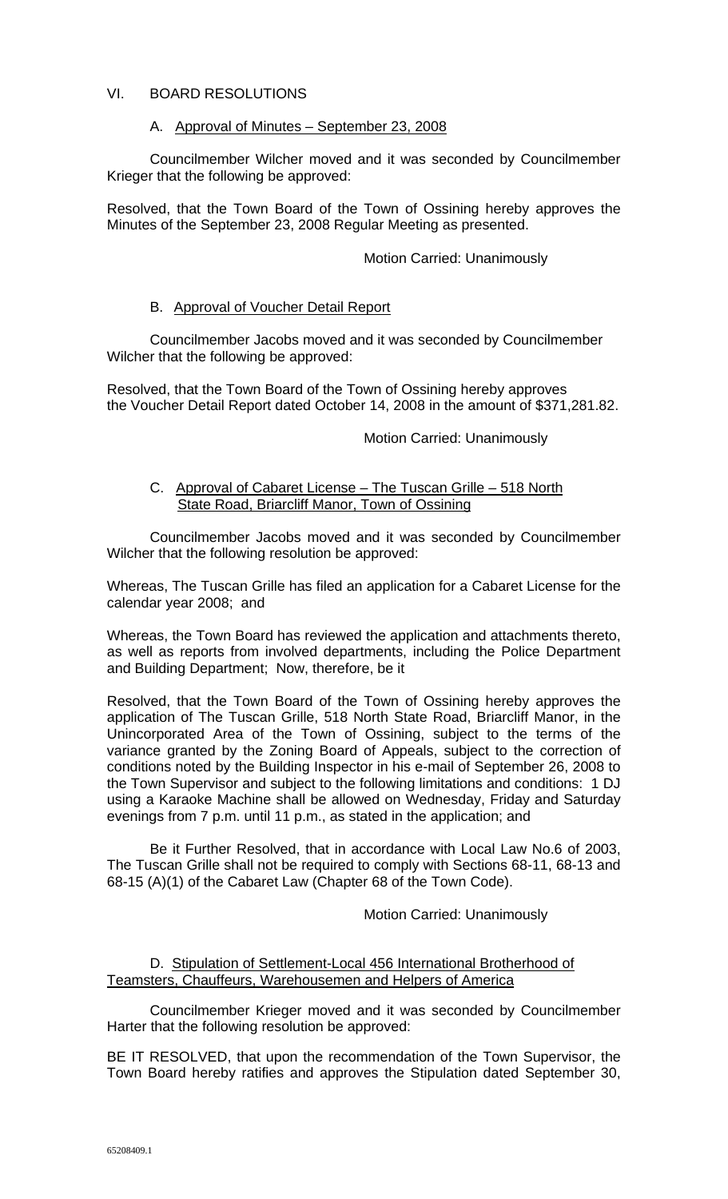## VI. BOARD RESOLUTIONS

### A. Approval of Minutes – September 23, 2008

Councilmember Wilcher moved and it was seconded by Councilmember Krieger that the following be approved:

Resolved, that the Town Board of the Town of Ossining hereby approves the Minutes of the September 23, 2008 Regular Meeting as presented.

Motion Carried: Unanimously

### B. Approval of Voucher Detail Report

Councilmember Jacobs moved and it was seconded by Councilmember Wilcher that the following be approved:

Resolved, that the Town Board of the Town of Ossining hereby approves the Voucher Detail Report dated October 14, 2008 in the amount of $371,281.82.

Motion Carried: Unanimously

### C. Approval of Cabaret License – The Tuscan Grille – 518 North State Road, Briarcliff Manor, Town of Ossining

Councilmember Jacobs moved and it was seconded by Councilmember Wilcher that the following resolution be approved:

Whereas, The Tuscan Grille has filed an application for a Cabaret License for the calendar year 2008; and

Whereas, the Town Board has reviewed the application and attachments thereto, as well as reports from involved departments, including the Police Department and Building Department; Now, therefore, be it

Resolved, that the Town Board of the Town of Ossining hereby approves the application of The Tuscan Grille, 518 North State Road, Briarcliff Manor, in the Unincorporated Area of the Town of Ossining, subject to the terms of the variance granted by the Zoning Board of Appeals, subject to the correction of conditions noted by the Building Inspector in his e-mail of September 26, 2008 to the Town Supervisor and subject to the following limitations and conditions: 1 DJ using a Karaoke Machine shall be allowed on Wednesday, Friday and Saturday evenings from 7 p.m. until 11 p.m., as stated in the application; and

Be it Further Resolved, that in accordance with Local Law No.6 of 2003, The Tuscan Grille shall not be required to comply with Sections 68-11, 68-13 and 68-15 (A)(1) of the Cabaret Law (Chapter 68 of the Town Code).

Motion Carried: Unanimously

### D. Stipulation of Settlement-Local 456 International Brotherhood of Teamsters, Chauffeurs, Warehousemen and Helpers of America

Councilmember Krieger moved and it was seconded by Councilmember Harter that the following resolution be approved:

BE IT RESOLVED, that upon the recommendation of the Town Supervisor, the Town Board hereby ratifies and approves the Stipulation dated September 30,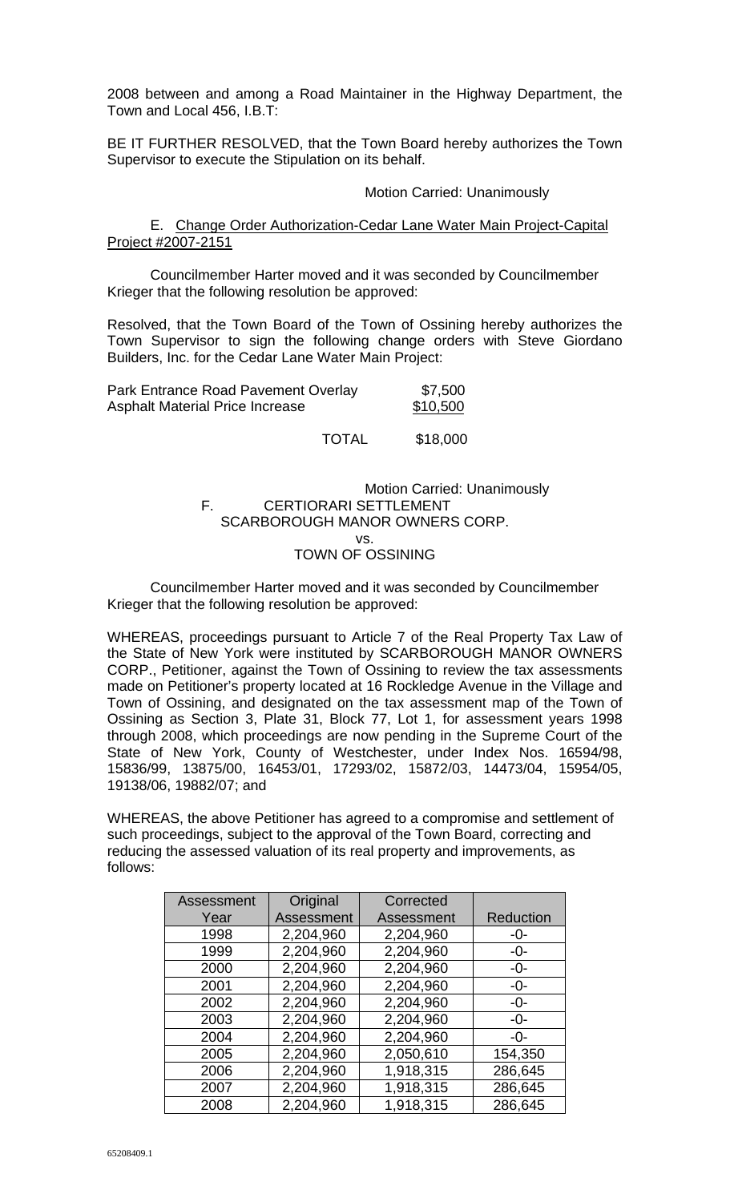2008 between and among a Road Maintainer in the Highway Department, the Town and Local 456, I.B.T:

BE IT FURTHER RESOLVED, that the Town Board hereby authorizes the Town Supervisor to execute the Stipulation on its behalf.

Motion Carried: Unanimously

E. Change Order Authorization-Cedar Lane Water Main Project-Capital Project #2007-2151

Councilmember Harter moved and it was seconded by Councilmember Krieger that the following resolution be approved:

Resolved, that the Town Board of the Town of Ossining hereby authorizes the Town Supervisor to sign the following change orders with Steve Giordano Builders, Inc. for the Cedar Lane Water Main Project:

| | |
|---|---|
| Park Entrance Road Pavement Overlay | $7,500 |
| Asphalt Material Price Increase | $10,500 |
| TOTAL | $18,000 |

Motion Carried: Unanimously

F. CERTIORARI SETTLEMENT
SCARBOROUGH MANOR OWNERS CORP.
vs.
TOWN OF OSSINING

Councilmember Harter moved and it was seconded by Councilmember Krieger that the following resolution be approved:

WHEREAS, proceedings pursuant to Article 7 of the Real Property Tax Law of the State of New York were instituted by SCARBOROUGH MANOR OWNERS CORP., Petitioner, against the Town of Ossining to review the tax assessments made on Petitioner's property located at 16 Rockledge Avenue in the Village and Town of Ossining, and designated on the tax assessment map of the Town of Ossining as Section 3, Plate 31, Block 77, Lot 1, for assessment years 1998 through 2008, which proceedings are now pending in the Supreme Court of the State of New York, County of Westchester, under Index Nos. 16594/98, 15836/99, 13875/00, 16453/01, 17293/02, 15872/03, 14473/04, 15954/05, 19138/06, 19882/07; and

WHEREAS, the above Petitioner has agreed to a compromise and settlement of such proceedings, subject to the approval of the Town Board, correcting and reducing the assessed valuation of its real property and improvements, as follows:

| Assessment Year | Original Assessment | Corrected Assessment | Reduction |
|---|---|---|---|
| 1998 | 2,204,960 | 2,204,960 | -0- |
| 1999 | 2,204,960 | 2,204,960 | -0- |
| 2000 | 2,204,960 | 2,204,960 | -0- |
| 2001 | 2,204,960 | 2,204,960 | -0- |
| 2002 | 2,204,960 | 2,204,960 | -0- |
| 2003 | 2,204,960 | 2,204,960 | -0- |
| 2004 | 2,204,960 | 2,204,960 | -0- |
| 2005 | 2,204,960 | 2,050,610 | 154,350 |
| 2006 | 2,204,960 | 1,918,315 | 286,645 |
| 2007 | 2,204,960 | 1,918,315 | 286,645 |
| 2008 | 2,204,960 | 1,918,315 | 286,645 |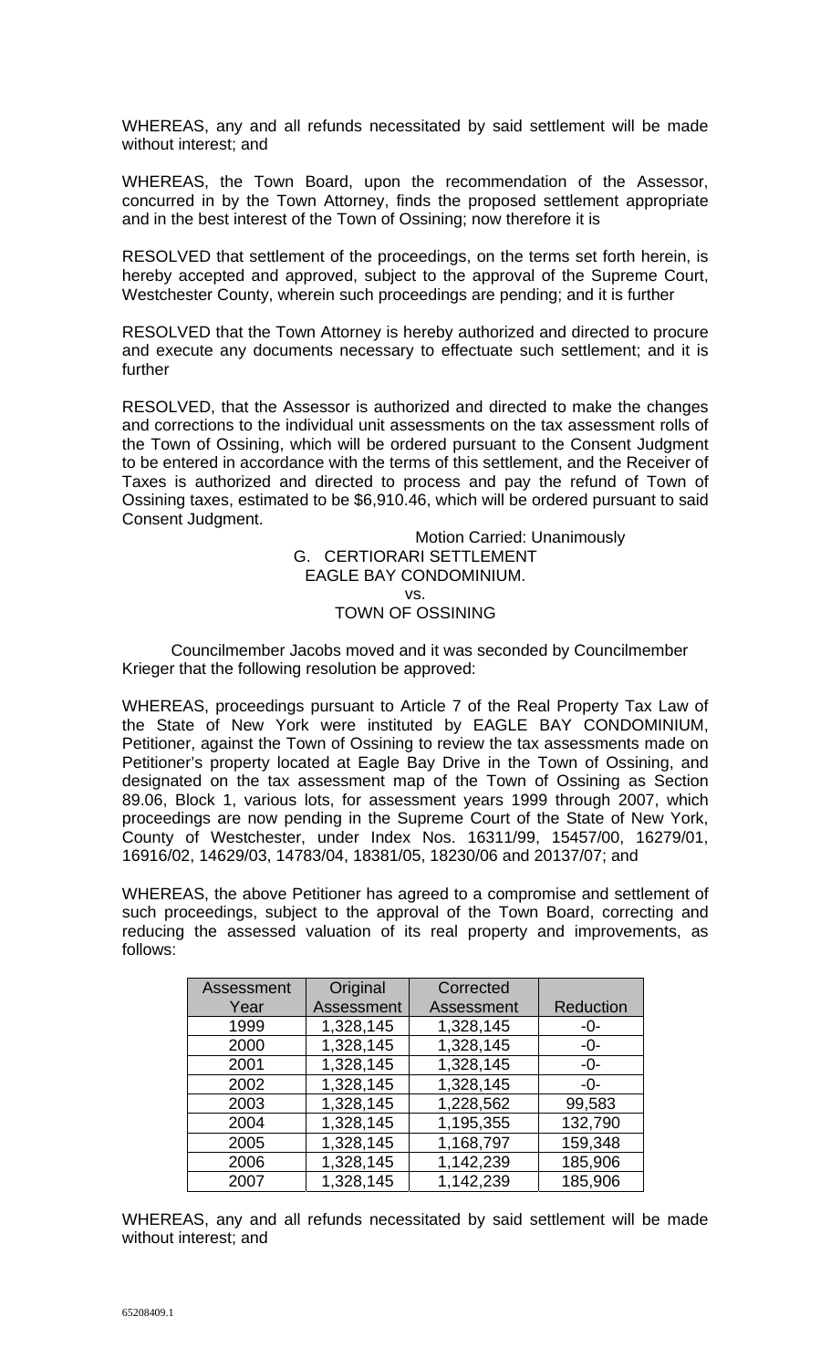WHEREAS, any and all refunds necessitated by said settlement will be made without interest; and

WHEREAS, the Town Board, upon the recommendation of the Assessor, concurred in by the Town Attorney, finds the proposed settlement appropriate and in the best interest of the Town of Ossining; now therefore it is

RESOLVED that settlement of the proceedings, on the terms set forth herein, is hereby accepted and approved, subject to the approval of the Supreme Court, Westchester County, wherein such proceedings are pending; and it is further

RESOLVED that the Town Attorney is hereby authorized and directed to procure and execute any documents necessary to effectuate such settlement; and it is further

RESOLVED, that the Assessor is authorized and directed to make the changes and corrections to the individual unit assessments on the tax assessment rolls of the Town of Ossining, which will be ordered pursuant to the Consent Judgment to be entered in accordance with the terms of this settlement, and the Receiver of Taxes is authorized and directed to process and pay the refund of Town of Ossining taxes, estimated to be $6,910.46, which will be ordered pursuant to said Consent Judgment.

Motion Carried: Unanimously

G. CERTIORARI SETTLEMENT
EAGLE BAY CONDOMINIUM.
vs.
TOWN OF OSSINING

Councilmember Jacobs moved and it was seconded by Councilmember Krieger that the following resolution be approved:

WHEREAS, proceedings pursuant to Article 7 of the Real Property Tax Law of the State of New York were instituted by EAGLE BAY CONDOMINIUM, Petitioner, against the Town of Ossining to review the tax assessments made on Petitioner's property located at Eagle Bay Drive in the Town of Ossining, and designated on the tax assessment map of the Town of Ossining as Section 89.06, Block 1, various lots, for assessment years 1999 through 2007, which proceedings are now pending in the Supreme Court of the State of New York, County of Westchester, under Index Nos. 16311/99, 15457/00, 16279/01, 16916/02, 14629/03, 14783/04, 18381/05, 18230/06 and 20137/07; and

WHEREAS, the above Petitioner has agreed to a compromise and settlement of such proceedings, subject to the approval of the Town Board, correcting and reducing the assessed valuation of its real property and improvements, as follows:

| Assessment Year | Original Assessment | Corrected Assessment | Reduction |
|---|---|---|---|
| 1999 | 1,328,145 | 1,328,145 | -0- |
| 2000 | 1,328,145 | 1,328,145 | -0- |
| 2001 | 1,328,145 | 1,328,145 | -0- |
| 2002 | 1,328,145 | 1,328,145 | -0- |
| 2003 | 1,328,145 | 1,228,562 | 99,583 |
| 2004 | 1,328,145 | 1,195,355 | 132,790 |
| 2005 | 1,328,145 | 1,168,797 | 159,348 |
| 2006 | 1,328,145 | 1,142,239 | 185,906 |
| 2007 | 1,328,145 | 1,142,239 | 185,906 |

WHEREAS, any and all refunds necessitated by said settlement will be made without interest; and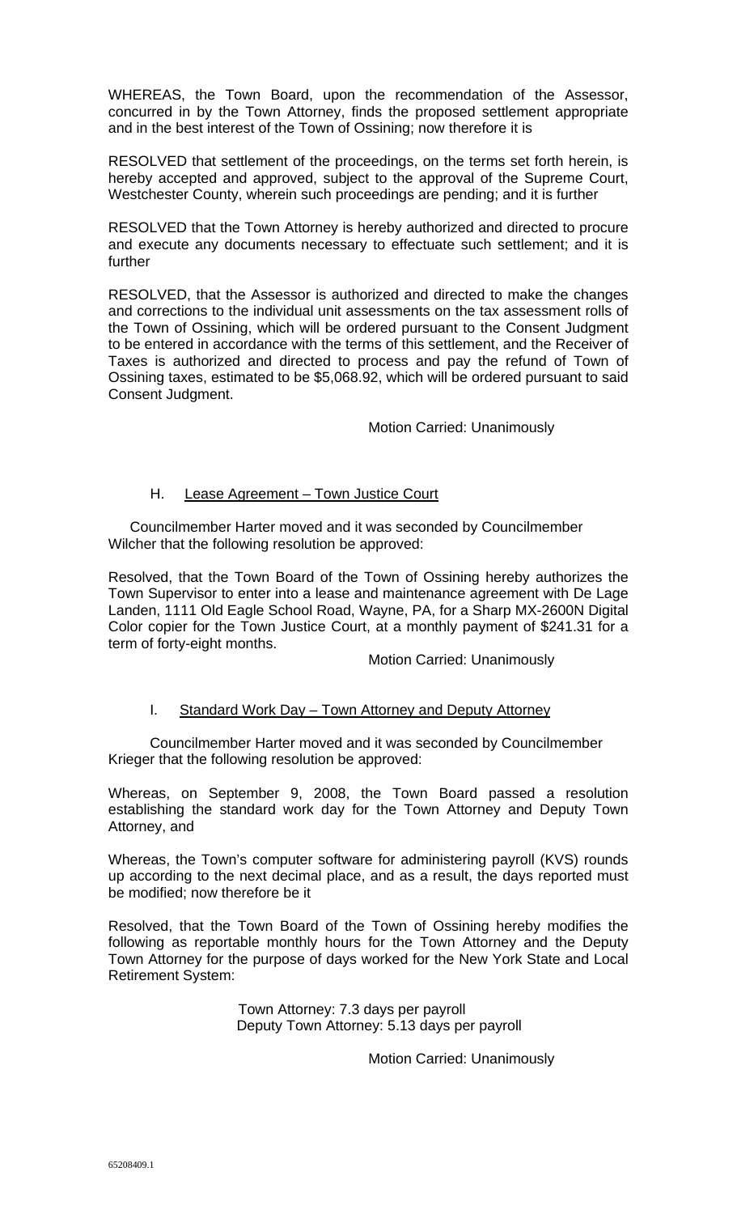WHEREAS, the Town Board, upon the recommendation of the Assessor, concurred in by the Town Attorney, finds the proposed settlement appropriate and in the best interest of the Town of Ossining; now therefore it is

RESOLVED that settlement of the proceedings, on the terms set forth herein, is hereby accepted and approved, subject to the approval of the Supreme Court, Westchester County, wherein such proceedings are pending; and it is further

RESOLVED that the Town Attorney is hereby authorized and directed to procure and execute any documents necessary to effectuate such settlement; and it is further

RESOLVED, that the Assessor is authorized and directed to make the changes and corrections to the individual unit assessments on the tax assessment rolls of the Town of Ossining, which will be ordered pursuant to the Consent Judgment to be entered in accordance with the terms of this settlement, and the Receiver of Taxes is authorized and directed to process and pay the refund of Town of Ossining taxes, estimated to be $5,068.92, which will be ordered pursuant to said Consent Judgment.

Motion Carried: Unanimously

H. Lease Agreement – Town Justice Court

Councilmember Harter moved and it was seconded by Councilmember Wilcher that the following resolution be approved:

Resolved, that the Town Board of the Town of Ossining hereby authorizes the Town Supervisor to enter into a lease and maintenance agreement with De Lage Landen, 1111 Old Eagle School Road, Wayne, PA, for a Sharp MX-2600N Digital Color copier for the Town Justice Court, at a monthly payment of $241.31 for a term of forty-eight months.

Motion Carried: Unanimously

I. Standard Work Day – Town Attorney and Deputy Attorney

Councilmember Harter moved and it was seconded by Councilmember Krieger that the following resolution be approved:

Whereas, on September 9, 2008, the Town Board passed a resolution establishing the standard work day for the Town Attorney and Deputy Town Attorney, and

Whereas, the Town's computer software for administering payroll (KVS) rounds up according to the next decimal place, and as a result, the days reported must be modified; now therefore be it

Resolved, that the Town Board of the Town of Ossining hereby modifies the following as reportable monthly hours for the Town Attorney and the Deputy Town Attorney for the purpose of days worked for the New York State and Local Retirement System:

Town Attorney: 7.3 days per payroll
Deputy Town Attorney: 5.13 days per payroll

Motion Carried: Unanimously

65208409.1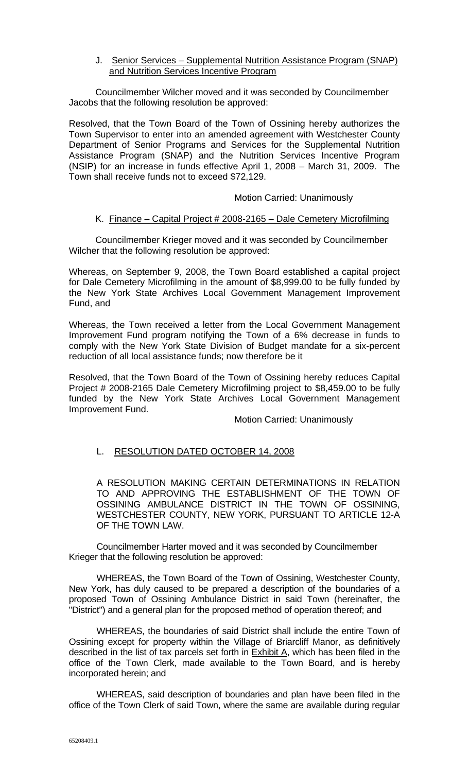J. Senior Services – Supplemental Nutrition Assistance Program (SNAP) and Nutrition Services Incentive Program

Councilmember Wilcher moved and it was seconded by Councilmember Jacobs that the following resolution be approved:

Resolved, that the Town Board of the Town of Ossining hereby authorizes the Town Supervisor to enter into an amended agreement with Westchester County Department of Senior Programs and Services for the Supplemental Nutrition Assistance Program (SNAP) and the Nutrition Services Incentive Program (NSIP) for an increase in funds effective April 1, 2008 – March 31, 2009. The Town shall receive funds not to exceed $72,129.

Motion Carried: Unanimously

K. Finance – Capital Project # 2008-2165 – Dale Cemetery Microfilming

Councilmember Krieger moved and it was seconded by Councilmember Wilcher that the following resolution be approved:

Whereas, on September 9, 2008, the Town Board established a capital project for Dale Cemetery Microfilming in the amount of $8,999.00 to be fully funded by the New York State Archives Local Government Management Improvement Fund, and

Whereas, the Town received a letter from the Local Government Management Improvement Fund program notifying the Town of a 6% decrease in funds to comply with the New York State Division of Budget mandate for a six-percent reduction of all local assistance funds; now therefore be it

Resolved, that the Town Board of the Town of Ossining hereby reduces Capital Project # 2008-2165 Dale Cemetery Microfilming project to $8,459.00 to be fully funded by the New York State Archives Local Government Management Improvement Fund.

Motion Carried: Unanimously

L. RESOLUTION DATED OCTOBER 14, 2008

A RESOLUTION MAKING CERTAIN DETERMINATIONS IN RELATION TO AND APPROVING THE ESTABLISHMENT OF THE TOWN OF OSSINING AMBULANCE DISTRICT IN THE TOWN OF OSSINING, WESTCHESTER COUNTY, NEW YORK, PURSUANT TO ARTICLE 12-A OF THE TOWN LAW.

Councilmember Harter moved and it was seconded by Councilmember Krieger that the following resolution be approved:

WHEREAS, the Town Board of the Town of Ossining, Westchester County, New York, has duly caused to be prepared a description of the boundaries of a proposed Town of Ossining Ambulance District in said Town (hereinafter, the "District") and a general plan for the proposed method of operation thereof; and

WHEREAS, the boundaries of said District shall include the entire Town of Ossining except for property within the Village of Briarcliff Manor, as definitively described in the list of tax parcels set forth in Exhibit A, which has been filed in the office of the Town Clerk, made available to the Town Board, and is hereby incorporated herein; and

WHEREAS, said description of boundaries and plan have been filed in the office of the Town Clerk of said Town, where the same are available during regular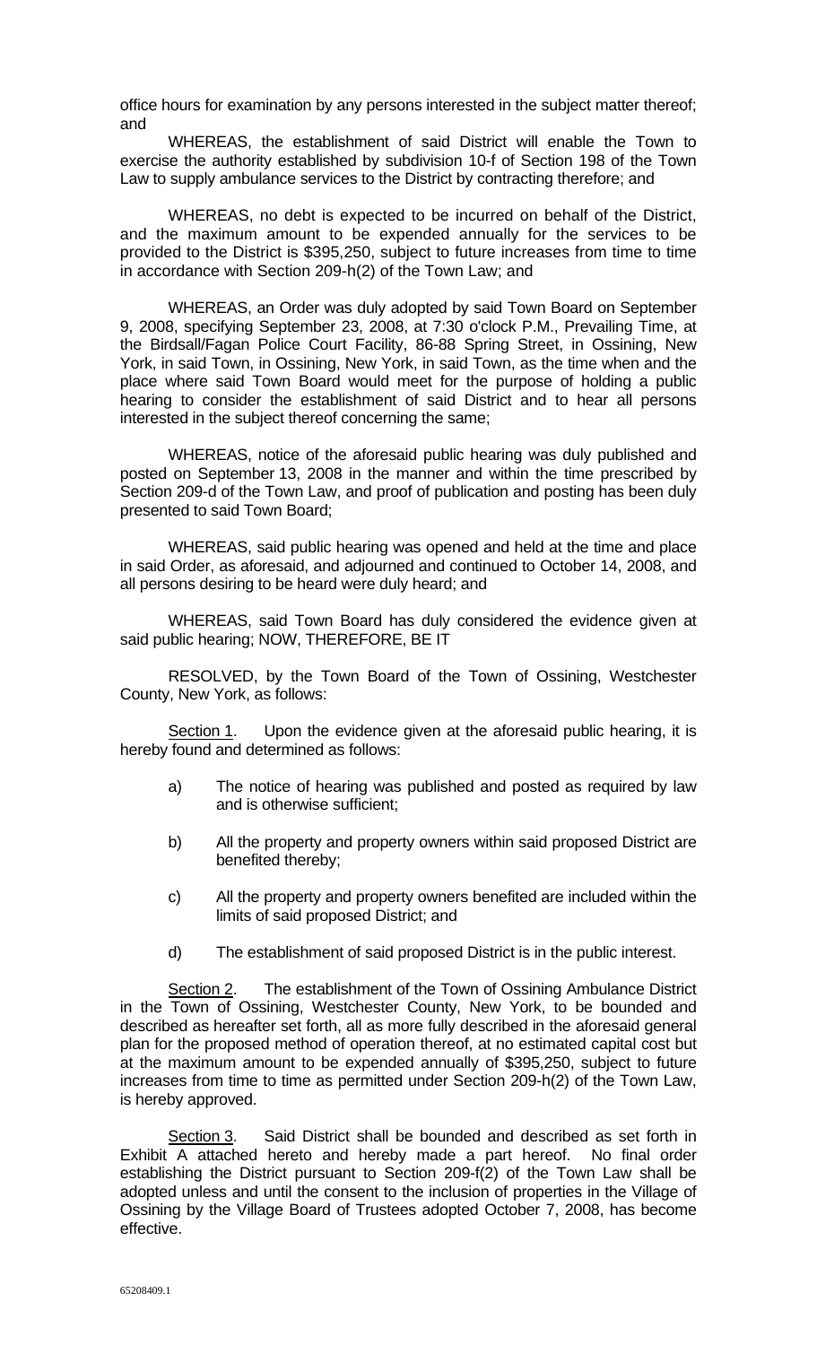office hours for examination by any persons interested in the subject matter thereof; and

WHEREAS, the establishment of said District will enable the Town to exercise the authority established by subdivision 10-f of Section 198 of the Town Law to supply ambulance services to the District by contracting therefore; and

WHEREAS, no debt is expected to be incurred on behalf of the District, and the maximum amount to be expended annually for the services to be provided to the District is $395,250, subject to future increases from time to time in accordance with Section 209-h(2) of the Town Law; and

WHEREAS, an Order was duly adopted by said Town Board on September 9, 2008, specifying September 23, 2008, at 7:30 o'clock P.M., Prevailing Time, at the Birdsall/Fagan Police Court Facility, 86-88 Spring Street, in Ossining, New York, in said Town, in Ossining, New York, in said Town, as the time when and the place where said Town Board would meet for the purpose of holding a public hearing to consider the establishment of said District and to hear all persons interested in the subject thereof concerning the same;

WHEREAS, notice of the aforesaid public hearing was duly published and posted on September 13, 2008 in the manner and within the time prescribed by Section 209-d of the Town Law, and proof of publication and posting has been duly presented to said Town Board;

WHEREAS, said public hearing was opened and held at the time and place in said Order, as aforesaid, and adjourned and continued to October 14, 2008, and all persons desiring to be heard were duly heard; and

WHEREAS, said Town Board has duly considered the evidence given at said public hearing; NOW, THEREFORE, BE IT

RESOLVED, by the Town Board of the Town of Ossining, Westchester County, New York, as follows:

Section 1. Upon the evidence given at the aforesaid public hearing, it is hereby found and determined as follows:

a) The notice of hearing was published and posted as required by law and is otherwise sufficient;

b) All the property and property owners within said proposed District are benefited thereby;

c) All the property and property owners benefited are included within the limits of said proposed District; and

d) The establishment of said proposed District is in the public interest.

Section 2. The establishment of the Town of Ossining Ambulance District in the Town of Ossining, Westchester County, New York, to be bounded and described as hereafter set forth, all as more fully described in the aforesaid general plan for the proposed method of operation thereof, at no estimated capital cost but at the maximum amount to be expended annually of $395,250, subject to future increases from time to time as permitted under Section 209-h(2) of the Town Law, is hereby approved.

Section 3. Said District shall be bounded and described as set forth in Exhibit A attached hereto and hereby made a part hereof. No final order establishing the District pursuant to Section 209-f(2) of the Town Law shall be adopted unless and until the consent to the inclusion of properties in the Village of Ossining by the Village Board of Trustees adopted October 7, 2008, has become effective.

65208409.1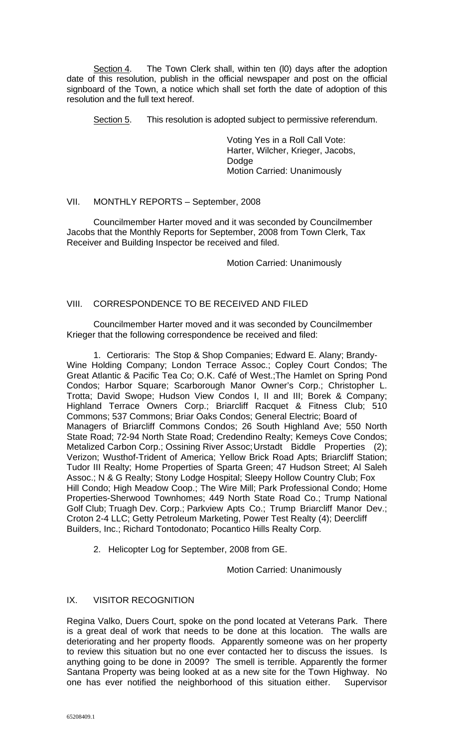Section 4. The Town Clerk shall, within ten (l0) days after the adoption date of this resolution, publish in the official newspaper and post on the official signboard of the Town, a notice which shall set forth the date of adoption of this resolution and the full text hereof.

Section 5. This resolution is adopted subject to permissive referendum.

Voting Yes in a Roll Call Vote:
Harter, Wilcher, Krieger, Jacobs, Dodge
Motion Carried: Unanimously

## VII. MONTHLY REPORTS – September, 2008

Councilmember Harter moved and it was seconded by Councilmember Jacobs that the Monthly Reports for September, 2008 from Town Clerk, Tax Receiver and Building Inspector be received and filed.

Motion Carried: Unanimously

## VIII. CORRESPONDENCE TO BE RECEIVED AND FILED

Councilmember Harter moved and it was seconded by Councilmember Krieger that the following correspondence be received and filed:

1. Certioraris: The Stop & Shop Companies; Edward E. Alany; Brandy-Wine Holding Company; London Terrace Assoc.; Copley Court Condos; The Great Atlantic & Pacific Tea Co; O.K. Café of West.;The Hamlet on Spring Pond Condos; Harbor Square; Scarborough Manor Owner's Corp.; Christopher L. Trotta; David Swope; Hudson View Condos I, II and III; Borek & Company; Highland Terrace Owners Corp.; Briarcliff Racquet & Fitness Club; 510 Commons; 537 Commons; Briar Oaks Condos; General Electric; Board of Managers of Briarcliff Commons Condos; 26 South Highland Ave; 550 North State Road; 72-94 North State Road; Credendino Realty; Kemeys Cove Condos; Metalized Carbon Corp.; Ossining River Assoc;Urstadt Biddle Properties (2); Verizon; Wusthof-Trident of America; Yellow Brick Road Apts; Briarcliff Station; Tudor III Realty; Home Properties of Sparta Green; 47 Hudson Street; Al Saleh Assoc.; N & G Realty; Stony Lodge Hospital; Sleepy Hollow Country Club; Fox Hill Condo; High Meadow Coop.; The Wire Mill; Park Professional Condo; Home Properties-Sherwood Townhomes; 449 North State Road Co.; Trump National Golf Club; Truagh Dev. Corp.; Parkview Apts Co.; Trump Briarcliff Manor Dev.; Croton 2-4 LLC; Getty Petroleum Marketing, Power Test Realty (4); Deercliff Builders, Inc.; Richard Tontodonato; Pocantico Hills Realty Corp.

2. Helicopter Log for September, 2008 from GE.

Motion Carried: Unanimously

## IX. VISITOR RECOGNITION

Regina Valko, Duers Court, spoke on the pond located at Veterans Park. There is a great deal of work that needs to be done at this location. The walls are deteriorating and her property floods. Apparently someone was on her property to review this situation but no one ever contacted her to discuss the issues. Is anything going to be done in 2009? The smell is terrible. Apparently the former Santana Property was being looked at as a new site for the Town Highway. No one has ever notified the neighborhood of this situation either. Supervisor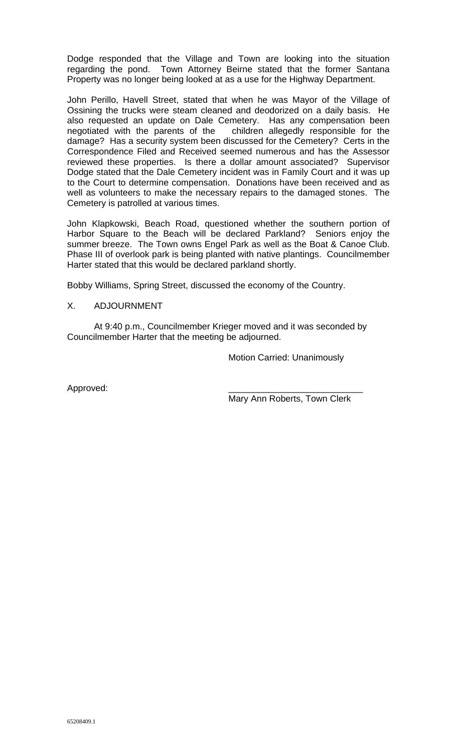Dodge responded that the Village and Town are looking into the situation regarding the pond. Town Attorney Beirne stated that the former Santana Property was no longer being looked at as a use for the Highway Department.

John Perillo, Havell Street, stated that when he was Mayor of the Village of Ossining the trucks were steam cleaned and deodorized on a daily basis. He also requested an update on Dale Cemetery. Has any compensation been negotiated with the parents of the children allegedly responsible for the damage? Has a security system been discussed for the Cemetery? Certs in the Correspondence Filed and Received seemed numerous and has the Assessor reviewed these properties. Is there a dollar amount associated? Supervisor Dodge stated that the Dale Cemetery incident was in Family Court and it was up to the Court to determine compensation. Donations have been received and as well as volunteers to make the necessary repairs to the damaged stones. The Cemetery is patrolled at various times.

John Klapkowski, Beach Road, questioned whether the southern portion of Harbor Square to the Beach will be declared Parkland? Seniors enjoy the summer breeze. The Town owns Engel Park as well as the Boat & Canoe Club. Phase III of overlook park is being planted with native plantings. Councilmember Harter stated that this would be declared parkland shortly.

Bobby Williams, Spring Street, discussed the economy of the Country.

## X. ADJOURNMENT

At 9:40 p.m., Councilmember Krieger moved and it was seconded by Councilmember Harter that the meeting be adjourned.

Motion Carried: Unanimously

Approved: ___________________________

Mary Ann Roberts, Town Clerk

65208409.1